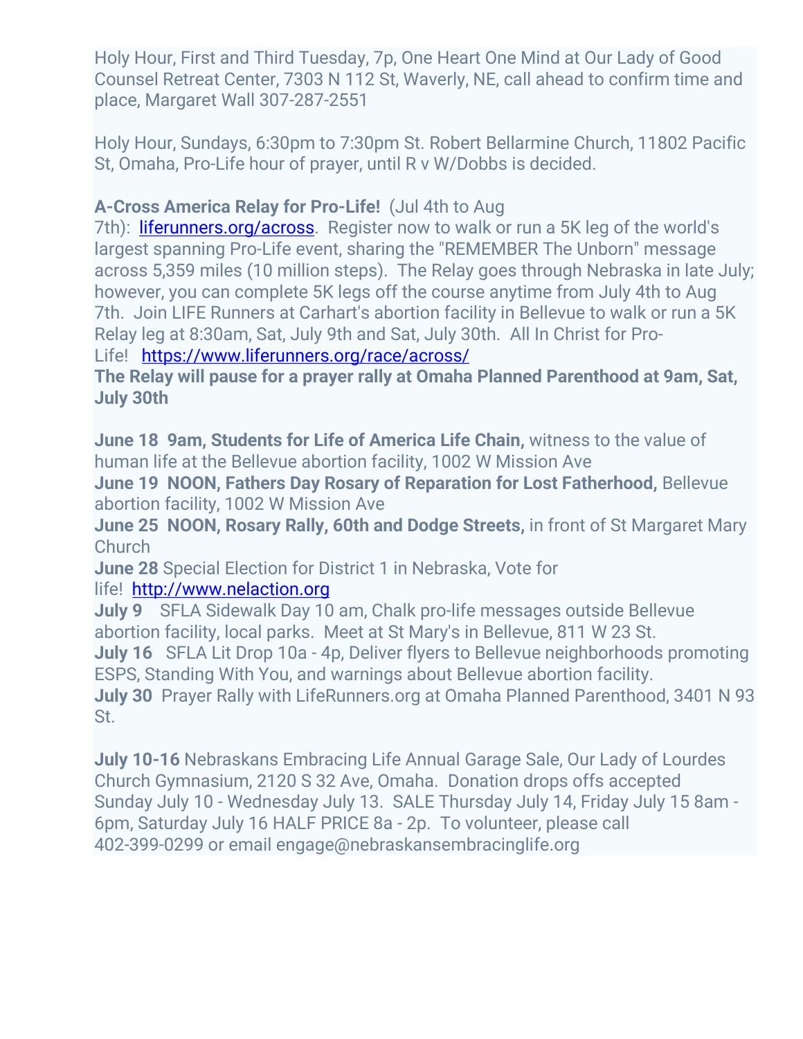Holy Hour, First and Third Tuesday, 7p, One Heart One Mind at Our Lady of Good Counsel Retreat Center, 7303 N 112 St, Waverly, NE, call ahead to confirm time and place, Margaret Wall 307-287-2551

Holy Hour, Sundays, 6:30pm to 7:30pm St. Robert Bellarmine Church, 11802 Pacific St, Omaha, Pro-Life hour of prayer, until R v W/Dobbs is decided.

**A-Cross America Relay for Pro-Life!** (Jul 4th to Aug 7th): [liferunners.org/across](liferunners.org/across). Register now to walk or run a 5K leg of the world's largest spanning Pro-Life event, sharing the "REMEMBER The Unborn" message across 5,359 miles (10 million steps). The Relay goes through Nebraska in late July; however, you can complete 5K legs off the course anytime from July 4th to Aug 7th. Join LIFE Runners at Carhart's abortion facility in Bellevue to walk or run a 5K Relay leg at 8:30am, Sat, July 9th and Sat, July 30th. All In Christ for Pro-Life! [https://www.liferunners.org/race/across/](https://www.liferunners.org/race/across/)
**The Relay will pause for a prayer rally at Omaha Planned Parenthood at 9am, Sat, July 30th**

**June 18 9am, Students for Life of America Life Chain,** witness to the value of human life at the Bellevue abortion facility, 1002 W Mission Ave
**June 19 NOON, Fathers Day Rosary of Reparation for Lost Fatherhood,** Bellevue abortion facility, 1002 W Mission Ave
**June 25 NOON, Rosary Rally, 60th and Dodge Streets,** in front of St Margaret Mary Church
**June 28** Special Election for District 1 in Nebraska, Vote for life! [http://www.nelaction.org](http://www.nelaction.org)
**July 9** SFLA Sidewalk Day 10 am, Chalk pro-life messages outside Bellevue abortion facility, local parks. Meet at St Mary's in Bellevue, 811 W 23 St.
**July 16** SFLA Lit Drop 10a - 4p, Deliver flyers to Bellevue neighborhoods promoting ESPS, Standing With You, and warnings about Bellevue abortion facility.
**July 30** Prayer Rally with LifeRunners.org at Omaha Planned Parenthood, 3401 N 93 St.

**July 10-16** Nebraskans Embracing Life Annual Garage Sale, Our Lady of Lourdes Church Gymnasium, 2120 S 32 Ave, Omaha. Donation drops offs accepted Sunday July 10 - Wednesday July 13. SALE Thursday July 14, Friday July 15 8am - 6pm, Saturday July 16 HALF PRICE 8a - 2p. To volunteer, please call 402-399-0299 or email engage@nebraskansembracinglife.org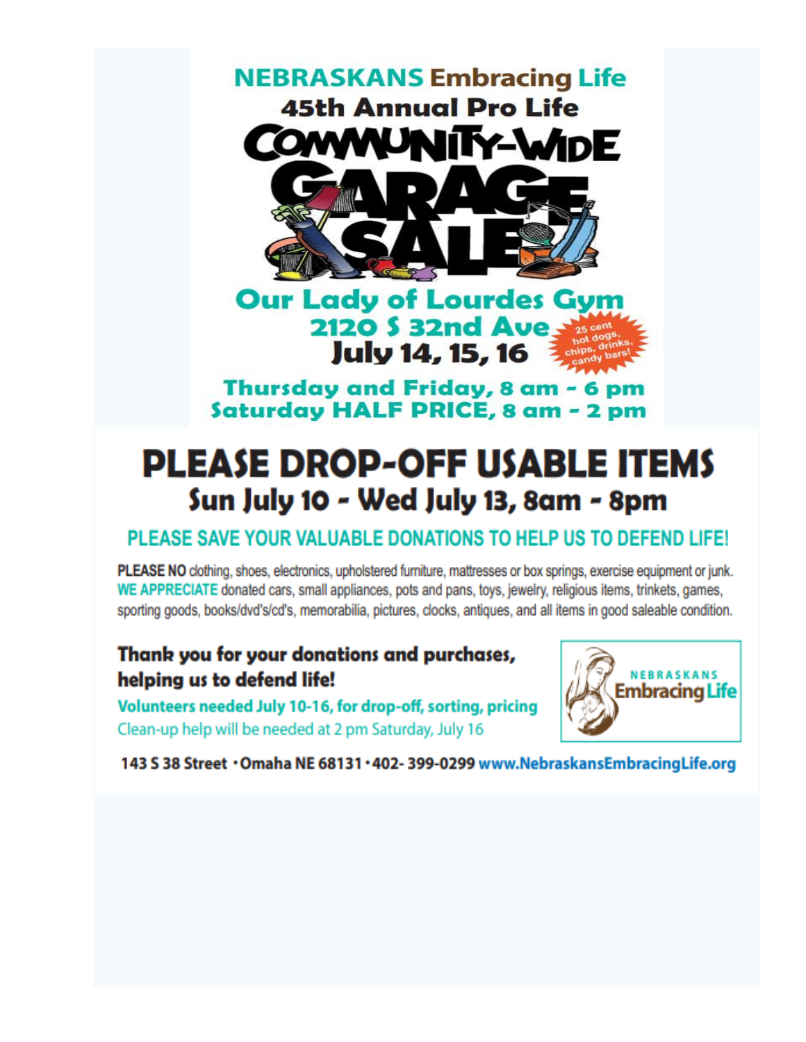# NEBRASKANS Embracing Life

## 45th Annual Pro Life

# COMMUNITY-WIDE GARAGE SALE

## Our Lady of Lourdes Gym

## 2120 S 32nd Ave

## July 14, 15, 16

25 cent hot dogs, chips, drinks, candy bars!

### Thursday and Friday, 8 am - 6 pm
### Saturday HALF PRICE, 8 am - 2 pm

# PLEASE DROP-OFF USABLE ITEMS

## Sun July 10 - Wed July 13, 8am - 8pm

### PLEASE SAVE YOUR VALUABLE DONATIONS TO HELP US TO DEFEND LIFE!

**PLEASE NO** clothing, shoes, electronics, upholstered furniture, mattresses or box springs, exercise equipment or junk. **WE APPRECIATE** donated cars, small appliances, pots and pans, toys, jewelry, religious items, trinkets, games, sporting goods, books/dvd's/cd's, memorabilia, pictures, clocks, antiques, and all items in good saleable condition.

**Thank you for your donations and purchases, helping us to defend life!**

**Volunteers needed July 10-16, for drop-off, sorting, pricing**

Clean-up help will be needed at 2 pm Saturday, July 16

NEBRASKANS Embracing Life

**143 S 38 Street • Omaha NE 68131 • 402- 399-0299 www.NebraskansEmbracingLife.org**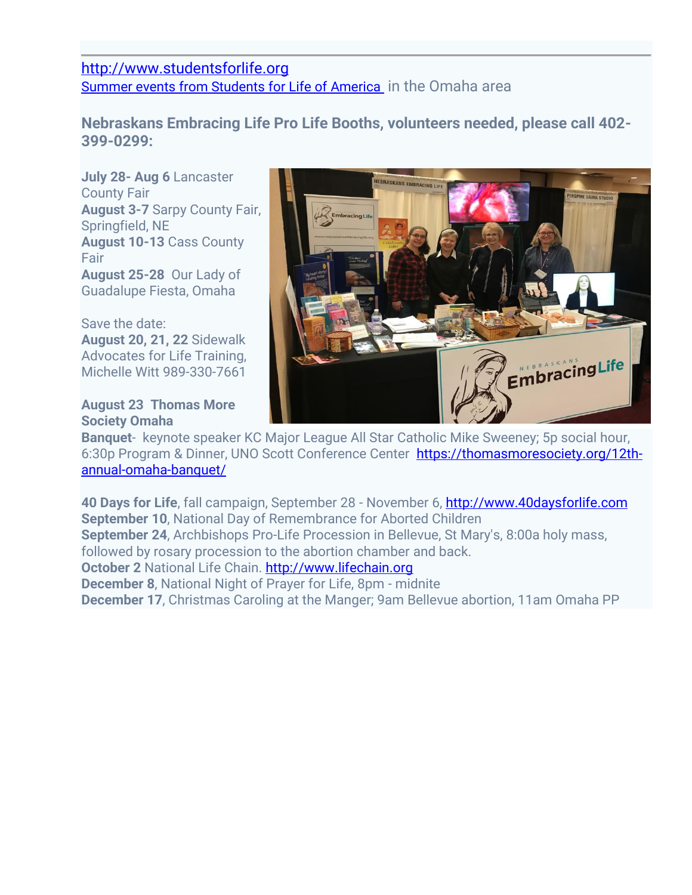[http://www.studentsforlife.org](http://www.studentsforlife.org)
[Summer events from Students for Life of America](http://www.studentsforlife.org) in the Omaha area

**Nebraskans Embracing Life Pro Life Booths, volunteers needed, please call 402-399-0299:**

**July 28- Aug 6** Lancaster County Fair
**August 3-7** Sarpy County Fair, Springfield, NE
**August 10-13** Cass County Fair
**August 25-28** Our Lady of Guadalupe Fiesta, Omaha

Save the date:
**August 20, 21, 22** Sidewalk Advocates for Life Training, Michelle Witt 989-330-7661

**August 23 Thomas More Society Omaha Banquet**- keynote speaker KC Major League All Star Catholic Mike Sweeney; 5p social hour, 6:30p Program & Dinner, UNO Scott Conference Center [https://thomasmoresociety.org/12th-annual-omaha-banquet/](https://thomasmoresociety.org/12th-annual-omaha-banquet/)

**40 Days for Life**, fall campaign, September 28 - November 6, [http://www.40daysforlife.com](http://www.40daysforlife.com)
**September 10**, National Day of Remembrance for Aborted Children
**September 24**, Archbishops Pro-Life Procession in Bellevue, St Mary's, 8:00a holy mass, followed by rosary procession to the abortion chamber and back.
**October 2** National Life Chain. [http://www.lifechain.org](http://www.lifechain.org)
**December 8**, National Night of Prayer for Life, 8pm - midnite
**December 17**, Christmas Caroling at the Manger; 9am Bellevue abortion, 11am Omaha PP